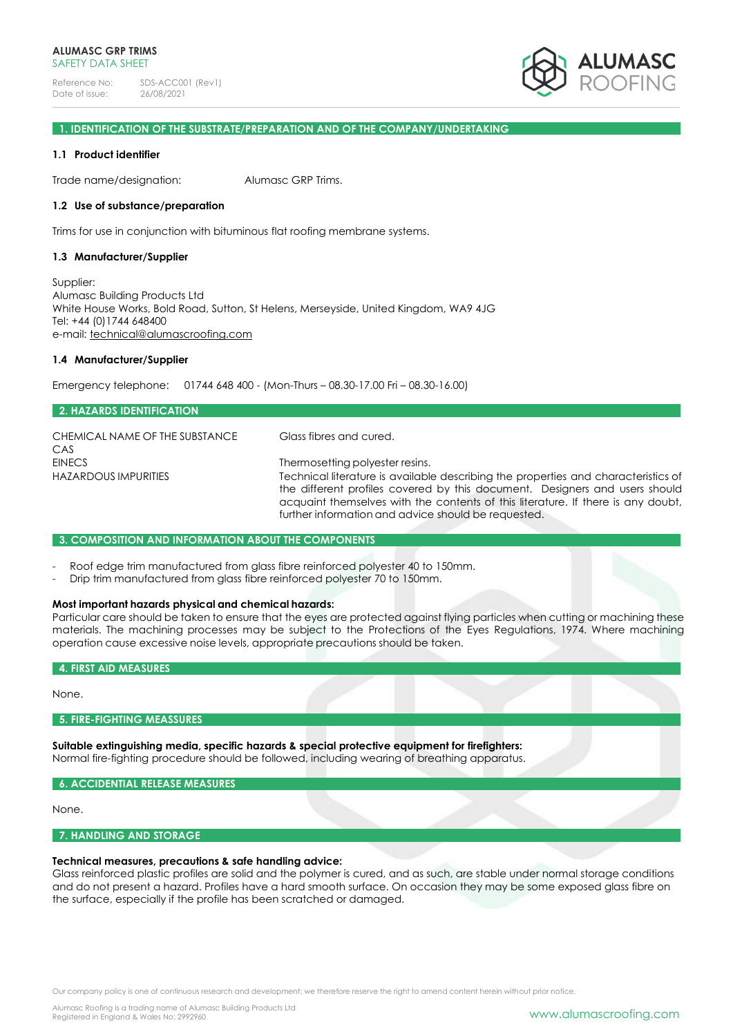**ALUMASC GRP TRIMS**
SAFETY DATA SHEET

Reference No: SDS-ACC001 (Rev1)
Date of issue: 26/08/2021

## 1. IDENTIFICATION OF THE SUBSTRATE/PREPARATION AND OF THE COMPANY/UNDERTAKING

### 1.1 Product identifier

Trade name/designation: Alumasc GRP Trims.

### 1.2 Use of substance/preparation

Trims for use in conjunction with bituminous flat roofing membrane systems.

### 1.3 Manufacturer/Supplier

Supplier:
Alumasc Building Products Ltd
White House Works, Bold Road, Sutton, St Helens, Merseyside, United Kingdom, WA9 4JG
Tel: +44 (0)1744 648400
e-mail: technical@alumascroofing.com

### 1.4 Manufacturer/Supplier

Emergency telephone: 01744 648 400 - (Mon-Thurs – 08.30-17.00 Fri – 08.30-16.00)

## 2. HAZARDS IDENTIFICATION

| | |
|---|---|
| CHEMICAL NAME OF THE SUBSTANCE | Glass fibres and cured. |
| CAS | |
| EINECS | Thermosetting polyester resins. |
| HAZARDOUS IMPURITIES | Technical literature is available describing the properties and characteristics of the different profiles covered by this document. Designers and users should acquaint themselves with the contents of this literature. If there is any doubt, further information and advice should be requested. |

## 3. COMPOSITION AND INFORMATION ABOUT THE COMPONENTS

- Roof edge trim manufactured from glass fibre reinforced polyester 40 to 150mm.
- Drip trim manufactured from glass fibre reinforced polyester 70 to 150mm.

**Most important hazards physical and chemical hazards:**
Particular care should be taken to ensure that the eyes are protected against flying particles when cutting or machining these materials. The machining processes may be subject to the Protections of the Eyes Regulations, 1974. Where machining operation cause excessive noise levels, appropriate precautions should be taken.

## 4. FIRST AID MEASURES

None.

## 5. FIRE-FIGHTING MEASSURES

**Suitable extinguishing media, specific hazards & special protective equipment for firefighters:**
Normal fire-fighting procedure should be followed, including wearing of breathing apparatus.

## 6. ACCIDENTIAL RELEASE MEASURES

None.

## 7. HANDLING AND STORAGE

**Technical measures, precautions & safe handling advice:**
Glass reinforced plastic profiles are solid and the polymer is cured, and as such, are stable under normal storage conditions and do not present a hazard. Profiles have a hard smooth surface. On occasion they may be some exposed glass fibre on the surface, especially if the profile has been scratched or damaged.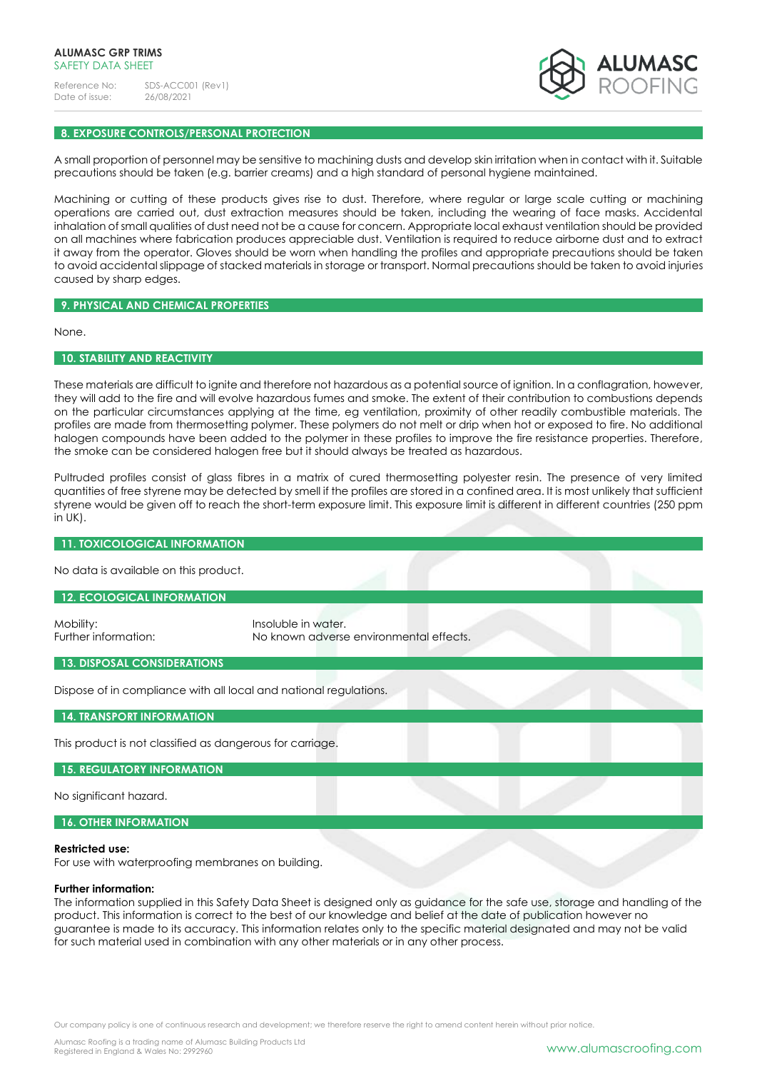## 8. EXPOSURE CONTROLS/PERSONAL PROTECTION

A small proportion of personnel may be sensitive to machining dusts and develop skin irritation when in contact with it. Suitable precautions should be taken (e.g. barrier creams) and a high standard of personal hygiene maintained.

Machining or cutting of these products gives rise to dust. Therefore, where regular or large scale cutting or machining operations are carried out, dust extraction measures should be taken, including the wearing of face masks. Accidental inhalation of small qualities of dust need not be a cause for concern. Appropriate local exhaust ventilation should be provided on all machines where fabrication produces appreciable dust. Ventilation is required to reduce airborne dust and to extract it away from the operator. Gloves should be worn when handling the profiles and appropriate precautions should be taken to avoid accidental slippage of stacked materials in storage or transport. Normal precautions should be taken to avoid injuries caused by sharp edges.

## 9. PHYSICAL AND CHEMICAL PROPERTIES

None.

## 10. STABILITY AND REACTIVITY

These materials are difficult to ignite and therefore not hazardous as a potential source of ignition. In a conflagration, however, they will add to the fire and will evolve hazardous fumes and smoke. The extent of their contribution to combustions depends on the particular circumstances applying at the time, eg ventilation, proximity of other readily combustible materials. The profiles are made from thermosetting polymer. These polymers do not melt or drip when hot or exposed to fire. No additional halogen compounds have been added to the polymer in these profiles to improve the fire resistance properties. Therefore, the smoke can be considered halogen free but it should always be treated as hazardous.

Pultruded profiles consist of glass fibres in a matrix of cured thermosetting polyester resin. The presence of very limited quantities of free styrene may be detected by smell if the profiles are stored in a confined area. It is most unlikely that sufficient styrene would be given off to reach the short-term exposure limit. This exposure limit is different in different countries (250 ppm in UK).

## 11. TOXICOLOGICAL INFORMATION

No data is available on this product.

## 12. ECOLOGICAL INFORMATION

| | |
|---|---|
| Mobility: | Insoluble in water. |
| Further information: | No known adverse environmental effects. |

## 13. DISPOSAL CONSIDERATIONS

Dispose of in compliance with all local and national regulations.

## 14. TRANSPORT INFORMATION

This product is not classified as dangerous for carriage.

## 15. REGULATORY INFORMATION

No significant hazard.

## 16. OTHER INFORMATION

**Restricted use:**
For use with waterproofing membranes on building.

**Further information:**
The information supplied in this Safety Data Sheet is designed only as guidance for the safe use, storage and handling of the product. This information is correct to the best of our knowledge and belief at the date of publication however no guarantee is made to its accuracy. This information relates only to the specific material designated and may not be valid for such material used in combination with any other materials or in any other process.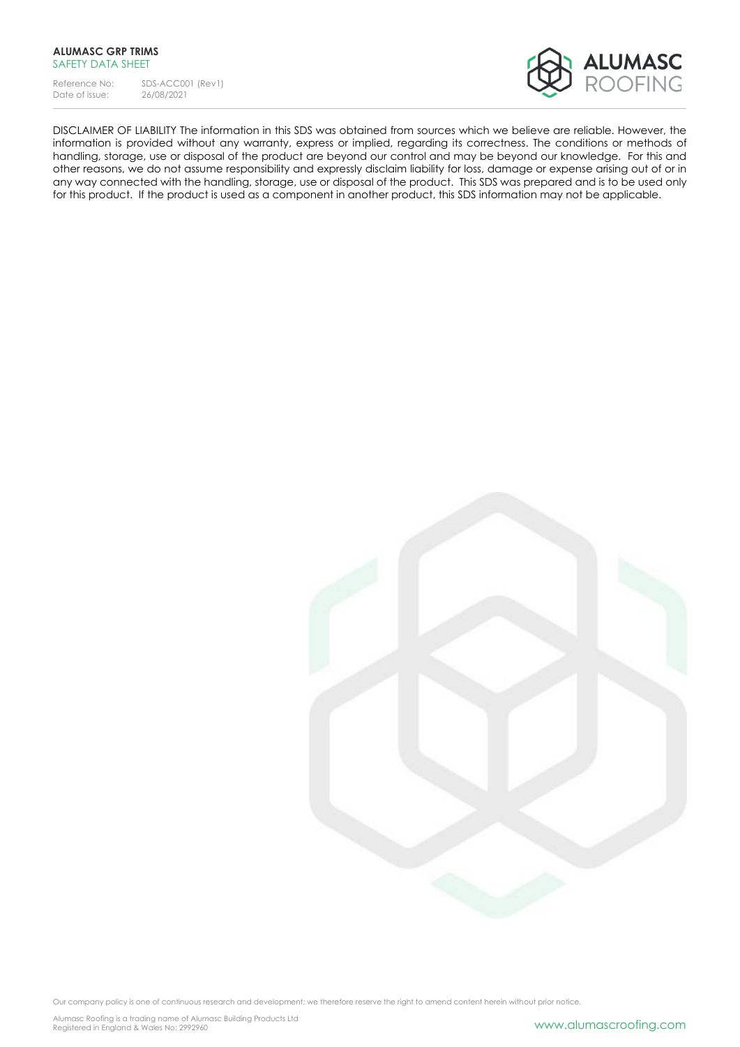DISCLAIMER OF LIABILITY The information in this SDS was obtained from sources which we believe are reliable. However, the information is provided without any warranty, express or implied, regarding its correctness. The conditions or methods of handling, storage, use or disposal of the product are beyond our control and may be beyond our knowledge. For this and other reasons, we do not assume responsibility and expressly disclaim liability for loss, damage or expense arising out of or in any way connected with the handling, storage, use or disposal of the product. This SDS was prepared and is to be used only for this product. If the product is used as a component in another product, this SDS information may not be applicable.